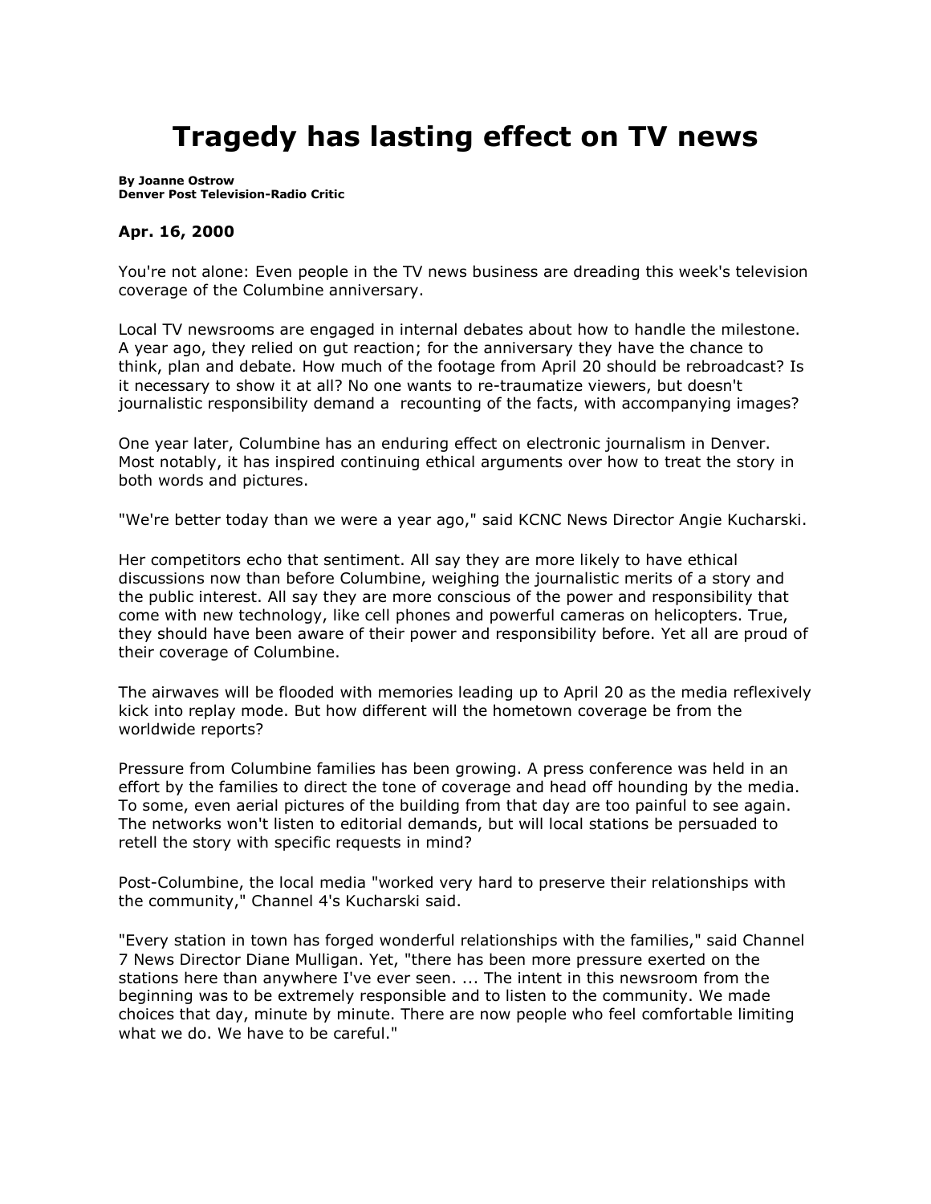# Tragedy has lasting effect on TV news

**By Joanne Ostrow**
**Denver Post Television-Radio Critic**

**Apr. 16, 2000**

You're not alone: Even people in the TV news business are dreading this week's television coverage of the Columbine anniversary.

Local TV newsrooms are engaged in internal debates about how to handle the milestone. A year ago, they relied on gut reaction; for the anniversary they have the chance to think, plan and debate. How much of the footage from April 20 should be rebroadcast? Is it necessary to show it at all? No one wants to re-traumatize viewers, but doesn't journalistic responsibility demand a recounting of the facts, with accompanying images?

One year later, Columbine has an enduring effect on electronic journalism in Denver. Most notably, it has inspired continuing ethical arguments over how to treat the story in both words and pictures.

"We're better today than we were a year ago," said KCNC News Director Angie Kucharski.

Her competitors echo that sentiment. All say they are more likely to have ethical discussions now than before Columbine, weighing the journalistic merits of a story and the public interest. All say they are more conscious of the power and responsibility that come with new technology, like cell phones and powerful cameras on helicopters. True, they should have been aware of their power and responsibility before. Yet all are proud of their coverage of Columbine.

The airwaves will be flooded with memories leading up to April 20 as the media reflexively kick into replay mode. But how different will the hometown coverage be from the worldwide reports?

Pressure from Columbine families has been growing. A press conference was held in an effort by the families to direct the tone of coverage and head off hounding by the media. To some, even aerial pictures of the building from that day are too painful to see again. The networks won't listen to editorial demands, but will local stations be persuaded to retell the story with specific requests in mind?

Post-Columbine, the local media "worked very hard to preserve their relationships with the community," Channel 4's Kucharski said.

"Every station in town has forged wonderful relationships with the families," said Channel 7 News Director Diane Mulligan. Yet, "there has been more pressure exerted on the stations here than anywhere I've ever seen. ... The intent in this newsroom from the beginning was to be extremely responsible and to listen to the community. We made choices that day, minute by minute. There are now people who feel comfortable limiting what we do. We have to be careful."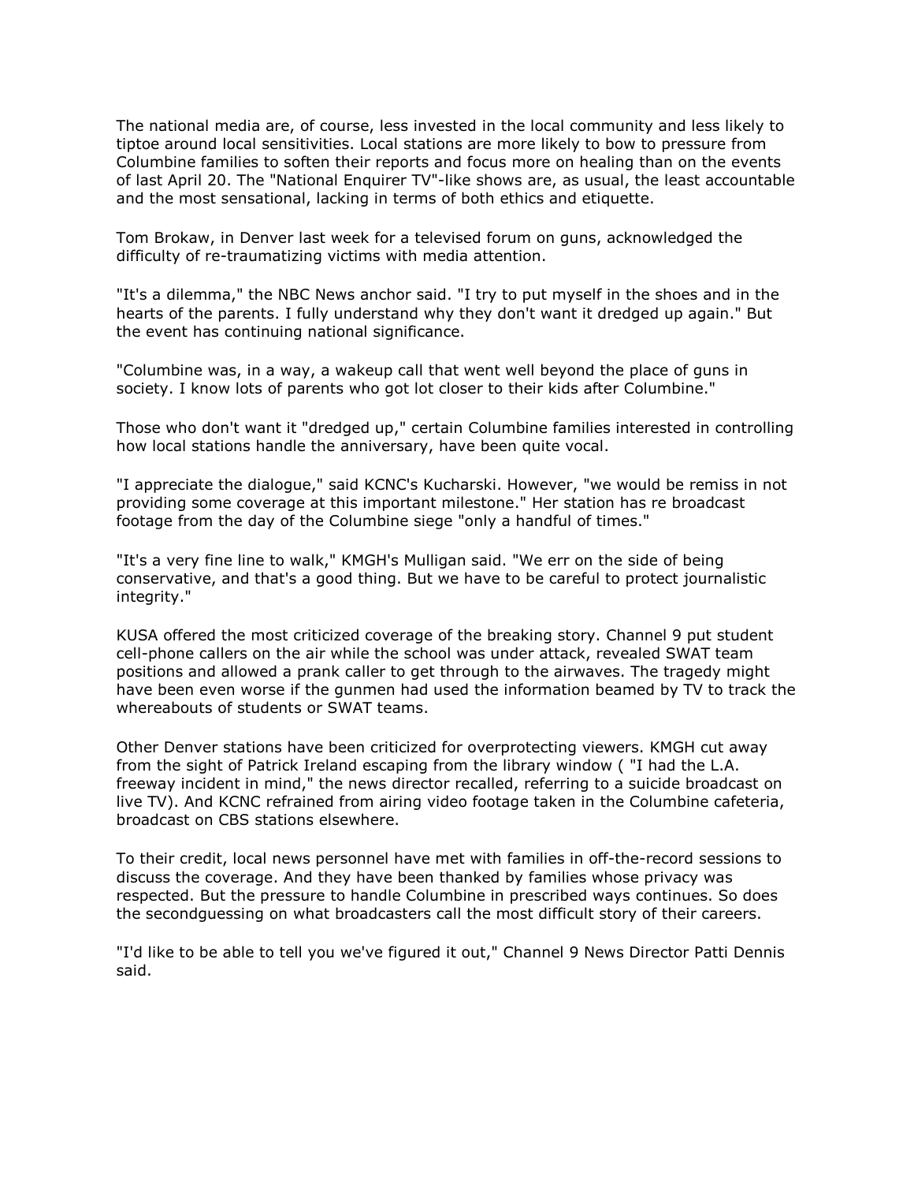The national media are, of course, less invested in the local community and less likely to tiptoe around local sensitivities. Local stations are more likely to bow to pressure from Columbine families to soften their reports and focus more on healing than on the events of last April 20. The "National Enquirer TV"-like shows are, as usual, the least accountable and the most sensational, lacking in terms of both ethics and etiquette.

Tom Brokaw, in Denver last week for a televised forum on guns, acknowledged the difficulty of re-traumatizing victims with media attention.

"It's a dilemma," the NBC News anchor said. "I try to put myself in the shoes and in the hearts of the parents. I fully understand why they don't want it dredged up again." But the event has continuing national significance.

"Columbine was, in a way, a wakeup call that went well beyond the place of guns in society. I know lots of parents who got lot closer to their kids after Columbine."

Those who don't want it "dredged up," certain Columbine families interested in controlling how local stations handle the anniversary, have been quite vocal.

"I appreciate the dialogue," said KCNC's Kucharski. However, "we would be remiss in not providing some coverage at this important milestone." Her station has re broadcast footage from the day of the Columbine siege "only a handful of times."

"It's a very fine line to walk," KMGH's Mulligan said. "We err on the side of being conservative, and that's a good thing. But we have to be careful to protect journalistic integrity."

KUSA offered the most criticized coverage of the breaking story. Channel 9 put student cell-phone callers on the air while the school was under attack, revealed SWAT team positions and allowed a prank caller to get through to the airwaves. The tragedy might have been even worse if the gunmen had used the information beamed by TV to track the whereabouts of students or SWAT teams.

Other Denver stations have been criticized for overprotecting viewers. KMGH cut away from the sight of Patrick Ireland escaping from the library window ( "I had the L.A. freeway incident in mind," the news director recalled, referring to a suicide broadcast on live TV). And KCNC refrained from airing video footage taken in the Columbine cafeteria, broadcast on CBS stations elsewhere.

To their credit, local news personnel have met with families in off-the-record sessions to discuss the coverage. And they have been thanked by families whose privacy was respected. But the pressure to handle Columbine in prescribed ways continues. So does the secondguessing on what broadcasters call the most difficult story of their careers.

"I'd like to be able to tell you we've figured it out," Channel 9 News Director Patti Dennis said.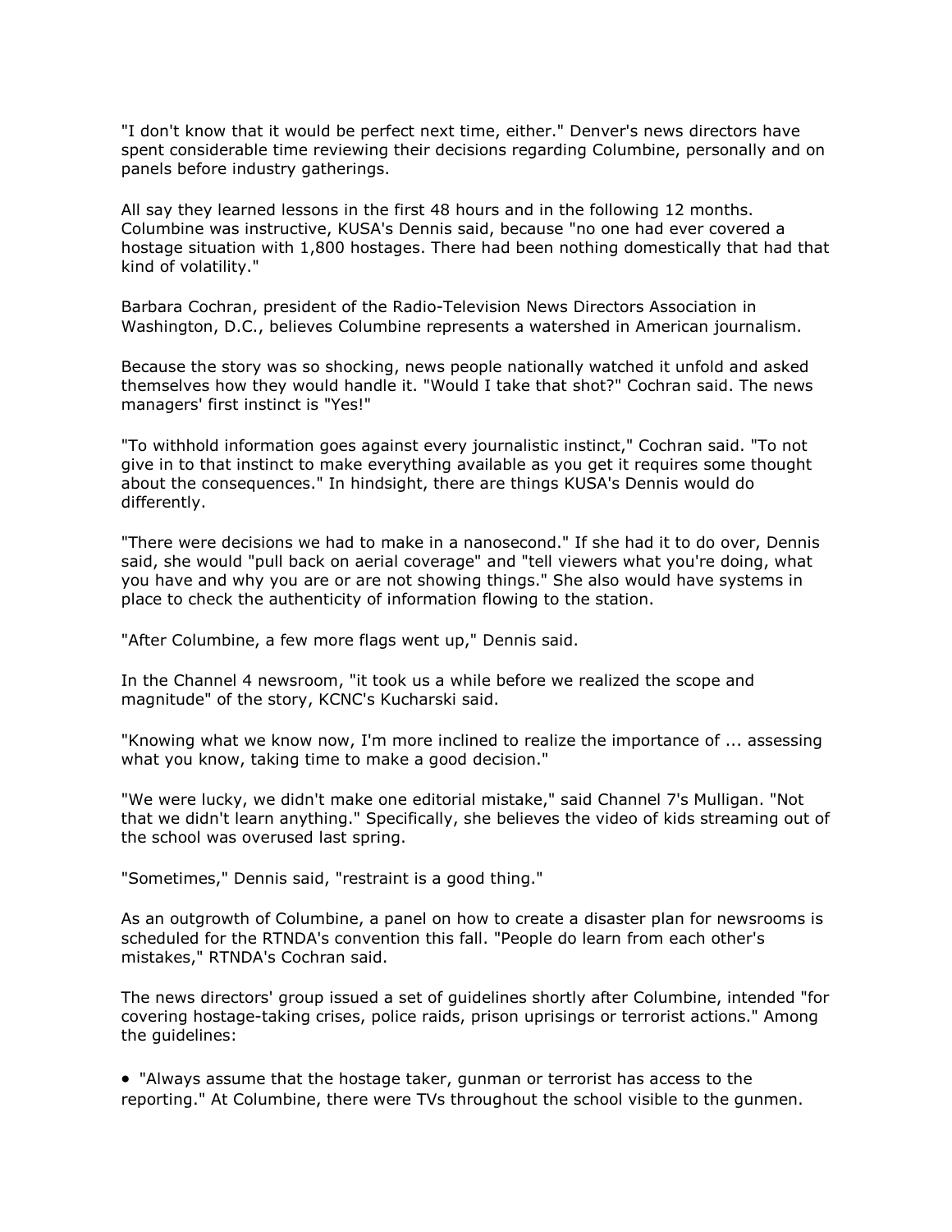"I don't know that it would be perfect next time, either." Denver's news directors have spent considerable time reviewing their decisions regarding Columbine, personally and on panels before industry gatherings.

All say they learned lessons in the first 48 hours and in the following 12 months. Columbine was instructive, KUSA's Dennis said, because "no one had ever covered a hostage situation with 1,800 hostages. There had been nothing domestically that had that kind of volatility."

Barbara Cochran, president of the Radio-Television News Directors Association in Washington, D.C., believes Columbine represents a watershed in American journalism.

Because the story was so shocking, news people nationally watched it unfold and asked themselves how they would handle it. "Would I take that shot?" Cochran said. The news managers' first instinct is "Yes!"

"To withhold information goes against every journalistic instinct," Cochran said. "To not give in to that instinct to make everything available as you get it requires some thought about the consequences." In hindsight, there are things KUSA's Dennis would do differently.

"There were decisions we had to make in a nanosecond." If she had it to do over, Dennis said, she would "pull back on aerial coverage" and "tell viewers what you're doing, what you have and why you are or are not showing things." She also would have systems in place to check the authenticity of information flowing to the station.

"After Columbine, a few more flags went up," Dennis said.

In the Channel 4 newsroom, "it took us a while before we realized the scope and magnitude" of the story, KCNC's Kucharski said.

"Knowing what we know now, I'm more inclined to realize the importance of ... assessing what you know, taking time to make a good decision."

"We were lucky, we didn't make one editorial mistake," said Channel 7's Mulligan. "Not that we didn't learn anything." Specifically, she believes the video of kids streaming out of the school was overused last spring.

"Sometimes," Dennis said, "restraint is a good thing."

As an outgrowth of Columbine, a panel on how to create a disaster plan for newsrooms is scheduled for the RTNDA's convention this fall. "People do learn from each other's mistakes," RTNDA's Cochran said.

The news directors' group issued a set of guidelines shortly after Columbine, intended "for covering hostage-taking crises, police raids, prison uprisings or terrorist actions." Among the guidelines:

- "Always assume that the hostage taker, gunman or terrorist has access to the reporting." At Columbine, there were TVs throughout the school visible to the gunmen.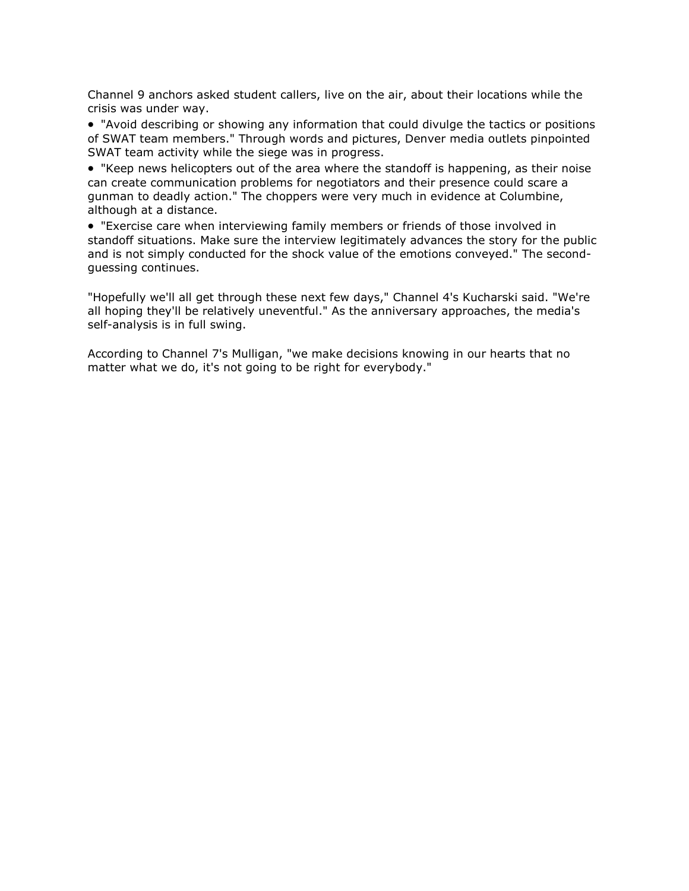Channel 9 anchors asked student callers, live on the air, about their locations while the crisis was under way.

- "Avoid describing or showing any information that could divulge the tactics or positions of SWAT team members." Through words and pictures, Denver media outlets pinpointed SWAT team activity while the siege was in progress.
- "Keep news helicopters out of the area where the standoff is happening, as their noise can create communication problems for negotiators and their presence could scare a gunman to deadly action." The choppers were very much in evidence at Columbine, although at a distance.
- "Exercise care when interviewing family members or friends of those involved in standoff situations. Make sure the interview legitimately advances the story for the public and is not simply conducted for the shock value of the emotions conveyed." The second-guessing continues.

"Hopefully we'll all get through these next few days," Channel 4's Kucharski said. "We're all hoping they'll be relatively uneventful." As the anniversary approaches, the media's self-analysis is in full swing.

According to Channel 7's Mulligan, "we make decisions knowing in our hearts that no matter what we do, it's not going to be right for everybody."